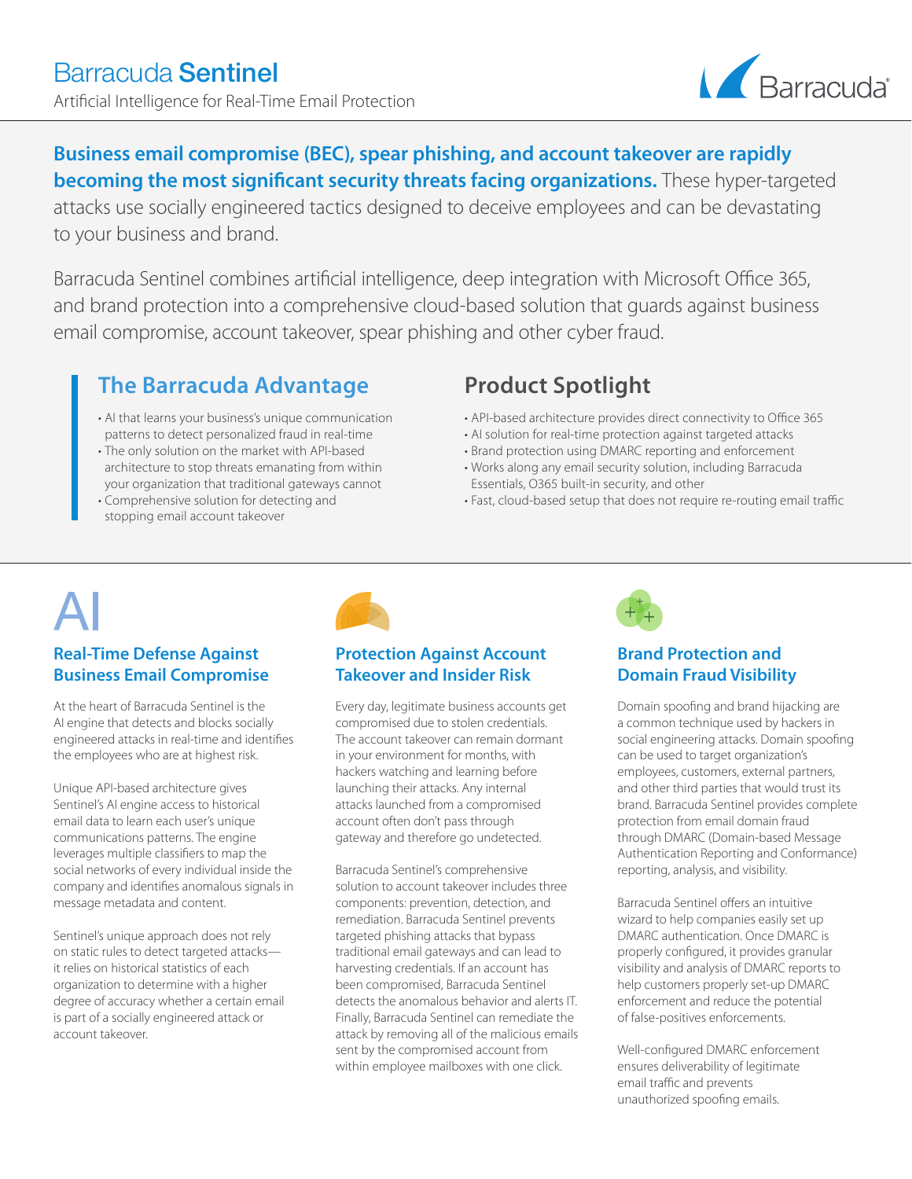# Barracuda **Sentinel**

Artificial Intelligence for Real-Time Email Protection

**Business email compromise (BEC), spear phishing, and account takeover are rapidly becoming the most significant security threats facing organizations.** These hyper-targeted attacks use socially engineered tactics designed to deceive employees and can be devastating to your business and brand.

Barracuda Sentinel combines artificial intelligence, deep integration with Microsoft Office 365, and brand protection into a comprehensive cloud-based solution that guards against business email compromise, account takeover, spear phishing and other cyber fraud.

## The Barracuda Advantage

- AI that learns your business's unique communication patterns to detect personalized fraud in real-time
- The only solution on the market with API-based architecture to stop threats emanating from within your organization that traditional gateways cannot
- Comprehensive solution for detecting and stopping email account takeover

## Product Spotlight

- API-based architecture provides direct connectivity to Office 365
- AI solution for real-time protection against targeted attacks
- Brand protection using DMARC reporting and enforcement
- Works along any email security solution, including Barracuda Essentials, O365 built-in security, and other
- Fast, cloud-based setup that does not require re-routing email traffic

AI

### Real-Time Defense Against Business Email Compromise

At the heart of Barracuda Sentinel is the AI engine that detects and blocks socially engineered attacks in real-time and identifies the employees who are at highest risk.

Unique API-based architecture gives Sentinel's AI engine access to historical email data to learn each user's unique communications patterns. The engine leverages multiple classifiers to map the social networks of every individual inside the company and identifies anomalous signals in message metadata and content.

Sentinel's unique approach does not rely on static rules to detect targeted attacks—it relies on historical statistics of each organization to determine with a higher degree of accuracy whether a certain email is part of a socially engineered attack or account takeover.

### Protection Against Account Takeover and Insider Risk

Every day, legitimate business accounts get compromised due to stolen credentials. The account takeover can remain dormant in your environment for months, with hackers watching and learning before launching their attacks. Any internal attacks launched from a compromised account often don't pass through gateway and therefore go undetected.

Barracuda Sentinel's comprehensive solution to account takeover includes three components: prevention, detection, and remediation. Barracuda Sentinel prevents targeted phishing attacks that bypass traditional email gateways and can lead to harvesting credentials. If an account has been compromised, Barracuda Sentinel detects the anomalous behavior and alerts IT. Finally, Barracuda Sentinel can remediate the attack by removing all of the malicious emails sent by the compromised account from within employee mailboxes with one click.

### Brand Protection and Domain Fraud Visibility

Domain spoofing and brand hijacking are a common technique used by hackers in social engineering attacks. Domain spoofing can be used to target organization's employees, customers, external partners, and other third parties that would trust its brand. Barracuda Sentinel provides complete protection from email domain fraud through DMARC (Domain-based Message Authentication Reporting and Conformance) reporting, analysis, and visibility.

Barracuda Sentinel offers an intuitive wizard to help companies easily set up DMARC authentication. Once DMARC is properly configured, it provides granular visibility and analysis of DMARC reports to help customers properly set-up DMARC enforcement and reduce the potential of false-positives enforcements.

Well-configured DMARC enforcement ensures deliverability of legitimate email traffic and prevents unauthorized spoofing emails.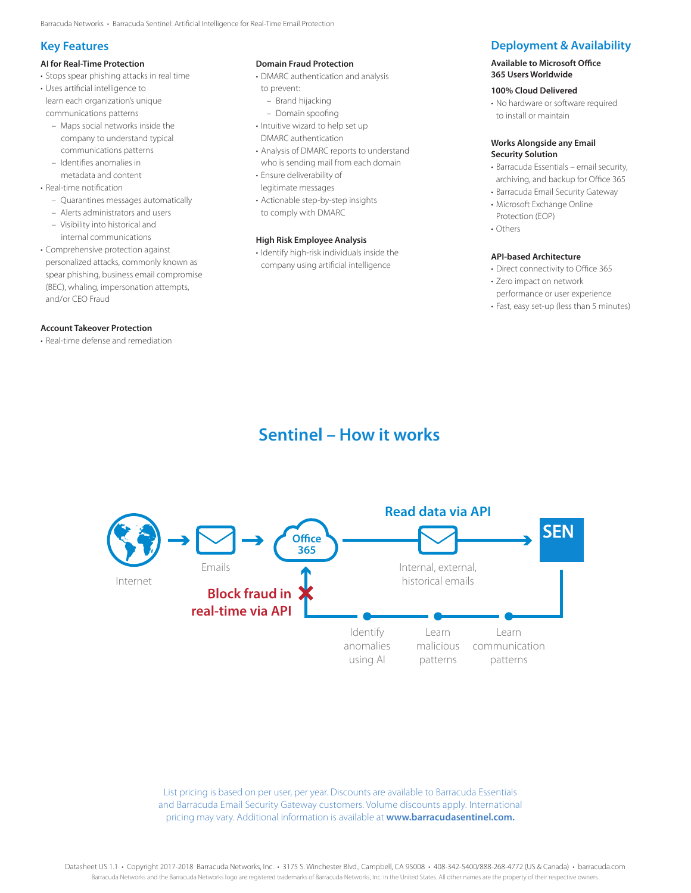## Key Features

### AI for Real-Time Protection

- Stops spear phishing attacks in real time
- Uses artificial intelligence to learn each organization's unique communications patterns
  - Maps social networks inside the company to understand typical communications patterns
  - Identifies anomalies in metadata and content
- Real-time notification
  - Quarantines messages automatically
  - Alerts administrators and users
  - Visibility into historical and internal communications
- Comprehensive protection against personalized attacks, commonly known as spear phishing, business email compromise (BEC), whaling, impersonation attempts, and/or CEO Fraud

### Account Takeover Protection

- Real-time defense and remediation

### Domain Fraud Protection

- DMARC authentication and analysis to prevent:
  - Brand hijacking
  - Domain spoofing
- Intuitive wizard to help set up DMARC authentication
- Analysis of DMARC reports to understand who is sending mail from each domain
- Ensure deliverability of legitimate messages
- Actionable step-by-step insights to comply with DMARC

### High Risk Employee Analysis

- Identify high-risk individuals inside the company using artificial intelligence

## Deployment & Availability

### Available to Microsoft Office 365 Users Worldwide

### 100% Cloud Delivered

- No hardware or software required to install or maintain

### Works Alongside any Email Security Solution

- Barracuda Essentials – email security, archiving, and backup for Office 365
- Barracuda Email Security Gateway
- Microsoft Exchange Online Protection (EOP)
- Others

### API-based Architecture

- Direct connectivity to Office 365
- Zero impact on network performance or user experience
- Fast, easy set-up (less than 5 minutes)

## Sentinel – How it works

Internet

Emails

Office 365

Read data via API

Internal, external, historical emails

SEN

Block fraud in real-time via API

Identify anomalies using AI

Learn malicious patterns

Learn communication patterns

List pricing is based on per user, per year. Discounts are available to Barracuda Essentials and Barracuda Email Security Gateway customers. Volume discounts apply. International pricing may vary. Additional information is available at **www.barracudasentinel.com.**

Datasheet US 1.1 • Copyright 2017-2018 Barracuda Networks, Inc. • 3175 S. Winchester Blvd., Campbell, CA 95008 • 408-342-5400/888-268-4772 (US & Canada) • barracuda.com

Barracuda Networks and the Barracuda Networks logo are registered trademarks of Barracuda Networks, Inc. in the United States. All other names are the property of their respective owners.